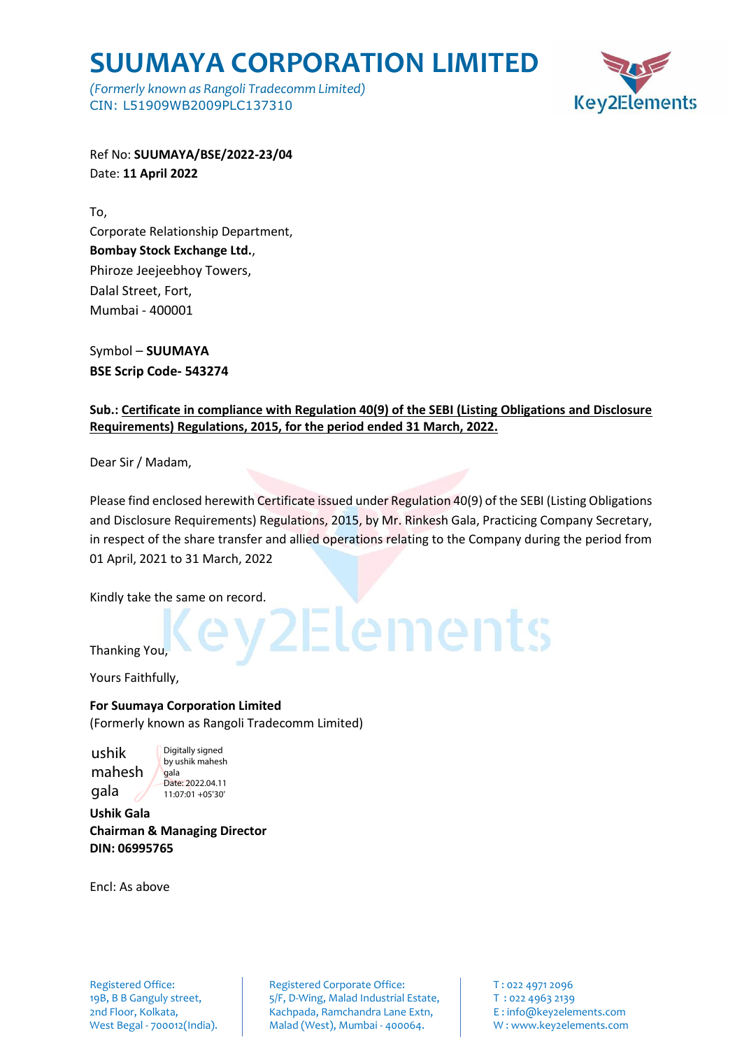# SUUMAYA CORPORATION LIMITED

*(Formerly known as Rangoli Tradecomm Limited)*
CIN: L51909WB2009PLC137310

Ref No: **SUUMAYA/BSE/2022-23/04**
Date: **11 April 2022**

To,
Corporate Relationship Department,
**Bombay Stock Exchange Ltd.**,
Phiroze Jeejeebhoy Towers,
Dalal Street, Fort,
Mumbai - 400001

Symbol – **SUUMAYA**
**BSE Scrip Code- 543274**

**Sub.: Certificate in compliance with Regulation 40(9) of the SEBI (Listing Obligations and Disclosure Requirements) Regulations, 2015, for the period ended 31 March, 2022.**

Dear Sir / Madam,

Please find enclosed herewith Certificate issued under Regulation 40(9) of the SEBI (Listing Obligations and Disclosure Requirements) Regulations, 2015, by Mr. Rinkesh Gala, Practicing Company Secretary, in respect of the share transfer and allied operations relating to the Company during the period from 01 April, 2021 to 31 March, 2022

Kindly take the same on record.

Thanking You,

Yours Faithfully,

**For Suumaya Corporation Limited**
(Formerly known as Rangoli Tradecomm Limited)

ushik mahesh gala
Digitally signed by ushik mahesh gala
Date: 2022.04.11 11:07:01 +05'30'

**Ushik Gala**
**Chairman & Managing Director**
**DIN: 06995765**

Encl: As above

Registered Office:
19B, B B Ganguly street,
2nd Floor, Kolkata,
West Begal - 700012(India).

Registered Corporate Office:
5/F, D-Wing, Malad Industrial Estate,
Kachpada, Ramchandra Lane Extn,
Malad (West), Mumbai - 400064.

T : 022 4971 2096
T : 022 4963 2139
E : info@key2elements.com
W : www.key2elements.com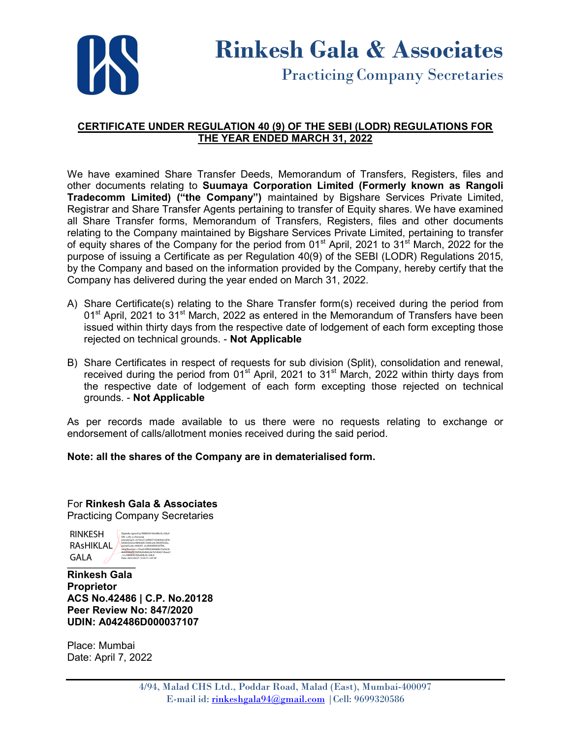# Rinkesh Gala & Associates

Practicing Company Secretaries

## CERTIFICATE UNDER REGULATION 40 (9) OF THE SEBI (LODR) REGULATIONS FOR THE YEAR ENDED MARCH 31, 2022

We have examined Share Transfer Deeds, Memorandum of Transfers, Registers, files and other documents relating to **Suumaya Corporation Limited (Formerly known as Rangoli Tradecomm Limited) ("the Company")** maintained by Bigshare Services Private Limited, Registrar and Share Transfer Agents pertaining to transfer of Equity shares. We have examined all Share Transfer forms, Memorandum of Transfers, Registers, files and other documents relating to the Company maintained by Bigshare Services Private Limited, pertaining to transfer of equity shares of the Company for the period from 01st April, 2021 to 31st March, 2022 for the purpose of issuing a Certificate as per Regulation 40(9) of the SEBI (LODR) Regulations 2015, by the Company and based on the information provided by the Company, hereby certify that the Company has delivered during the year ended on March 31, 2022.

A) Share Certificate(s) relating to the Share Transfer form(s) received during the period from 01st April, 2021 to 31st March, 2022 as entered in the Memorandum of Transfers have been issued within thirty days from the respective date of lodgement of each form excepting those rejected on technical grounds. - **Not Applicable**

B) Share Certificates in respect of requests for sub division (Split), consolidation and renewal, received during the period from 01st April, 2021 to 31st March, 2022 within thirty days from the respective date of lodgement of each form excepting those rejected on technical grounds. - **Not Applicable**

As per records made available to us there were no requests relating to exchange or endorsement of calls/allotment monies received during the said period.

**Note: all the shares of the Company are in dematerialised form.**

For **Rinkesh Gala & Associates**
Practicing Company Secretaries

RINKESH RAsHIKLAL GALA
Digitally signed by RINKESH RAsHIKLAL GALA
Date: 2022.04.07 13:54:13 +05'30'

**Rinkesh Gala**
**Proprietor**
**ACS No.42486 | C.P. No.20128**
**Peer Review No: 847/2020**
**UDIN: A042486D000037107**

Place: Mumbai
Date: April 7, 2022

4/94, Malad CHS Ltd., Poddar Road, Malad (East), Mumbai-400097
E-mail id: rinkeshgala94@gmail.com | Cell: 9699320586